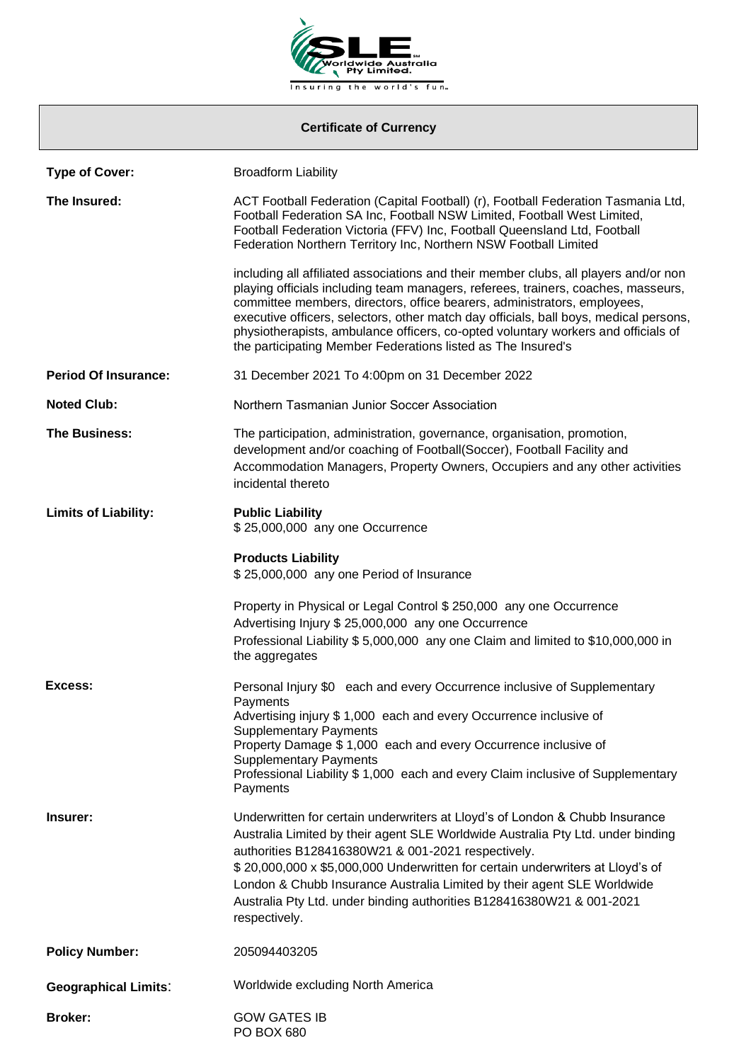# Certificate of Currency

**Type of Cover:** Broadform Liability

**The Insured:** ACT Football Federation (Capital Football) (r), Football Federation Tasmania Ltd, Football Federation SA Inc, Football NSW Limited, Football West Limited, Football Federation Victoria (FFV) Inc, Football Queensland Ltd, Football Federation Northern Territory Inc, Northern NSW Football Limited

including all affiliated associations and their member clubs, all players and/or non playing officials including team managers, referees, trainers, coaches, masseurs, committee members, directors, office bearers, administrators, employees, executive officers, selectors, other match day officials, ball boys, medical persons, physiotherapists, ambulance officers, co-opted voluntary workers and officials of the participating Member Federations listed as The Insured's

**Period Of Insurance:** 31 December 2021 To 4:00pm on 31 December 2022

**Noted Club:** Northern Tasmanian Junior Soccer Association

**The Business:** The participation, administration, governance, organisation, promotion, development and/or coaching of Football(Soccer), Football Facility and Accommodation Managers, Property Owners, Occupiers and any other activities incidental thereto

**Limits of Liability:**

**Public Liability**
$ 25,000,000 any one Occurrence

**Products Liability**
$ 25,000,000 any one Period of Insurance

Property in Physical or Legal Control $ 250,000 any one Occurrence
Advertising Injury $ 25,000,000 any one Occurrence
Professional Liability $ 5,000,000 any one Claim and limited to $10,000,000 in the aggregates

**Excess:**

Personal Injury $0 each and every Occurrence inclusive of Supplementary Payments
Advertising injury $ 1,000 each and every Occurrence inclusive of Supplementary Payments
Property Damage $ 1,000 each and every Occurrence inclusive of Supplementary Payments
Professional Liability $ 1,000 each and every Claim inclusive of Supplementary Payments

**Insurer:** Underwritten for certain underwriters at Lloyd's of London & Chubb Insurance Australia Limited by their agent SLE Worldwide Australia Pty Ltd. under binding authorities B128416380W21 & 001-2021 respectively.
$ 20,000,000 x $5,000,000 Underwritten for certain underwriters at Lloyd's of London & Chubb Insurance Australia Limited by their agent SLE Worldwide Australia Pty Ltd. under binding authorities B128416380W21 & 001-2021 respectively.

**Policy Number:** 205094403205

**Geographical Limits:** Worldwide excluding North America

**Broker:** GOW GATES IB
PO BOX 680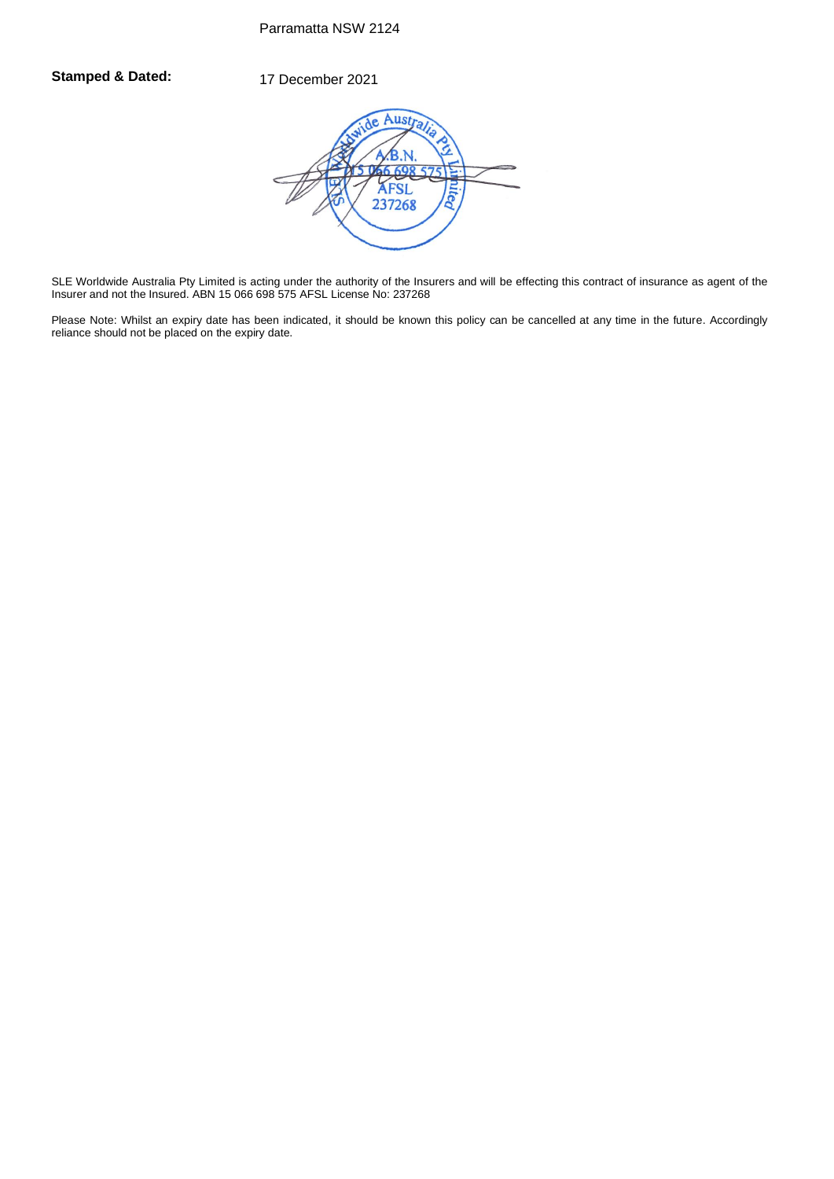Parramatta NSW 2124

**Stamped & Dated:** 17 December 2021

SLE Worldwide Australia Pty Limited is acting under the authority of the Insurers and will be effecting this contract of insurance as agent of the Insurer and not the Insured. ABN 15 066 698 575 AFSL License No: 237268

Please Note: Whilst an expiry date has been indicated, it should be known this policy can be cancelled at any time in the future. Accordingly reliance should not be placed on the expiry date.